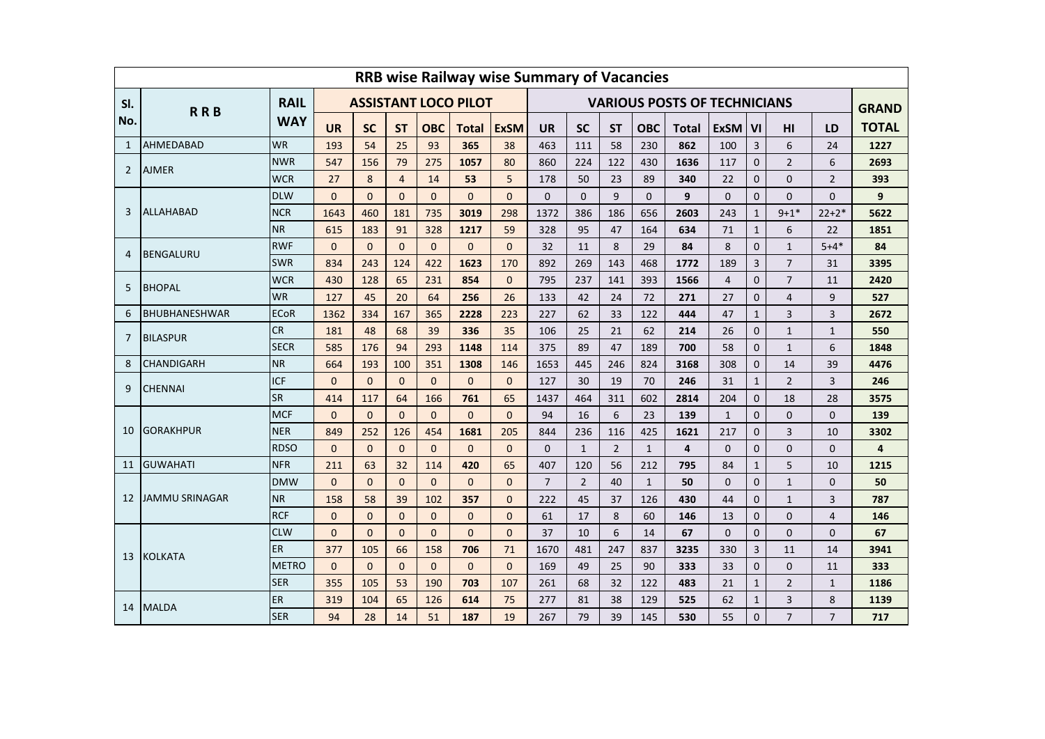# RRB wise Railway wise Summary of Vacancies

| Sl. No. | R R B | RAIL WAY | ASSISTANT LOCO PILOT | | | | | | VARIOUS POSTS OF TECHNICIANS | | | | | | | | | GRAND TOTAL |
|---|---|---|---|---|---|---|---|---|---|---|---|---|---|---|---|---|---|---|
| | | | UR | SC | ST | OBC | Total | ExSM | UR | SC | ST | OBC | Total | ExSM | VI | HI | LD | |
| 1 | AHMEDABAD | WR | 193 | 54 | 25 | 93 | **365** | 38 | 463 | 111 | 58 | 230 | **862** | 100 | 3 | 6 | 24 | **1227** |
| 2 | AJMER | NWR | 547 | 156 | 79 | 275 | **1057** | 80 | 860 | 224 | 122 | 430 | **1636** | 117 | 0 | 2 | 6 | **2693** |
| | | WCR | 27 | 8 | 4 | 14 | **53** | 5 | 178 | 50 | 23 | 89 | **340** | 22 | 0 | 0 | 2 | **393** |
| 3 | ALLAHABAD | DLW | 0 | 0 | 0 | 0 | **0** | 0 | 0 | 0 | 9 | 0 | **9** | 0 | 0 | 0 | 0 | **9** |
| | | NCR | 1643 | 460 | 181 | 735 | **3019** | 298 | 1372 | 386 | 186 | 656 | **2603** | 243 | 1 | 9+1* | 22+2* | **5622** |
| | | NR | 615 | 183 | 91 | 328 | **1217** | 59 | 328 | 95 | 47 | 164 | **634** | 71 | 1 | 6 | 22 | **1851** |
| 4 | BENGALURU | RWF | 0 | 0 | 0 | 0 | **0** | 0 | 32 | 11 | 8 | 29 | **84** | 8 | 0 | 1 | 5+4* | **84** |
| | | SWR | 834 | 243 | 124 | 422 | **1623** | 170 | 892 | 269 | 143 | 468 | **1772** | 189 | 3 | 7 | 31 | **3395** |
| 5 | BHOPAL | WCR | 430 | 128 | 65 | 231 | **854** | 0 | 795 | 237 | 141 | 393 | **1566** | 4 | 0 | 7 | 11 | **2420** |
| | | WR | 127 | 45 | 20 | 64 | **256** | 26 | 133 | 42 | 24 | 72 | **271** | 27 | 0 | 4 | 9 | **527** |
| 6 | BHUBHANESHWAR | ECoR | 1362 | 334 | 167 | 365 | **2228** | 223 | 227 | 62 | 33 | 122 | **444** | 47 | 1 | 3 | 3 | **2672** |
| 7 | BILASPUR | CR | 181 | 48 | 68 | 39 | **336** | 35 | 106 | 25 | 21 | 62 | **214** | 26 | 0 | 1 | 1 | **550** |
| | | SECR | 585 | 176 | 94 | 293 | **1148** | 114 | 375 | 89 | 47 | 189 | **700** | 58 | 0 | 1 | 6 | **1848** |
| 8 | CHANDIGARH | NR | 664 | 193 | 100 | 351 | **1308** | 146 | 1653 | 445 | 246 | 824 | **3168** | 308 | 0 | 14 | 39 | **4476** |
| 9 | CHENNAI | ICF | 0 | 0 | 0 | 0 | **0** | 0 | 127 | 30 | 19 | 70 | **246** | 31 | 1 | 2 | 3 | **246** |
| | | SR | 414 | 117 | 64 | 166 | **761** | 65 | 1437 | 464 | 311 | 602 | **2814** | 204 | 0 | 18 | 28 | **3575** |
| 10 | GORAKHPUR | MCF | 0 | 0 | 0 | 0 | **0** | 0 | 94 | 16 | 6 | 23 | **139** | 1 | 0 | 0 | 0 | **139** |
| | | NER | 849 | 252 | 126 | 454 | **1681** | 205 | 844 | 236 | 116 | 425 | **1621** | 217 | 0 | 3 | 10 | **3302** |
| | | RDSO | 0 | 0 | 0 | 0 | **0** | 0 | 0 | 1 | 2 | 1 | **4** | 0 | 0 | 0 | 0 | **4** |
| 11 | GUWAHATI | NFR | 211 | 63 | 32 | 114 | **420** | 65 | 407 | 120 | 56 | 212 | **795** | 84 | 1 | 5 | 10 | **1215** |
| 12 | JAMMU SRINAGAR | DMW | 0 | 0 | 0 | 0 | **0** | 0 | 7 | 2 | 40 | 1 | **50** | 0 | 0 | 1 | 0 | **50** |
| | | NR | 158 | 58 | 39 | 102 | **357** | 0 | 222 | 45 | 37 | 126 | **430** | 44 | 0 | 1 | 3 | **787** |
| | | RCF | 0 | 0 | 0 | 0 | **0** | 0 | 61 | 17 | 8 | 60 | **146** | 13 | 0 | 0 | 4 | **146** |
| 13 | KOLKATA | CLW | 0 | 0 | 0 | 0 | **0** | 0 | 37 | 10 | 6 | 14 | **67** | 0 | 0 | 0 | 0 | **67** |
| | | ER | 377 | 105 | 66 | 158 | **706** | 71 | 1670 | 481 | 247 | 837 | **3235** | 330 | 3 | 11 | 14 | **3941** |
| | | METRO | 0 | 0 | 0 | 0 | **0** | 0 | 169 | 49 | 25 | 90 | **333** | 33 | 0 | 0 | 11 | **333** |
| | | SER | 355 | 105 | 53 | 190 | **703** | 107 | 261 | 68 | 32 | 122 | **483** | 21 | 1 | 2 | 1 | **1186** |
| 14 | MALDA | ER | 319 | 104 | 65 | 126 | **614** | 75 | 277 | 81 | 38 | 129 | **525** | 62 | 1 | 3 | 8 | **1139** |
| | | SER | 94 | 28 | 14 | 51 | **187** | 19 | 267 | 79 | 39 | 145 | **530** | 55 | 0 | 7 | 7 | **717** |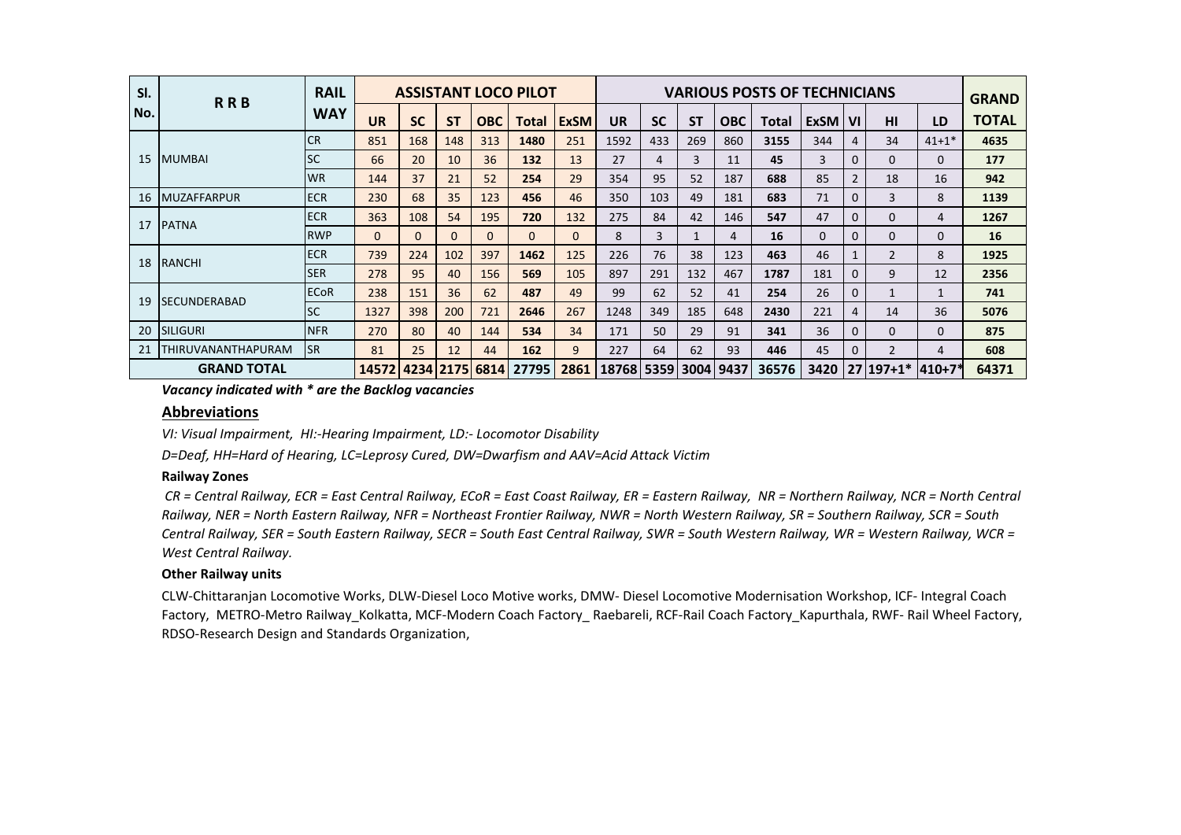| Sl. No. | R R B | RAIL WAY | ASSISTANT LOCO PILOT | | | | | | VARIOUS POSTS OF TECHNICIANS | | | | | | | | | GRAND TOTAL |
|---|---|---|---|---|---|---|---|---|---|---|---|---|---|---|---|---|---|---|
| | | | UR | SC | ST | OBC | Total | ExSM | UR | SC | ST | OBC | Total | ExSM | VI | HI | LD | |
| 15 | MUMBAI | CR | 851 | 168 | 148 | 313 | **1480** | 251 | 1592 | 433 | 269 | 860 | **3155** | 344 | 4 | 34 | 41+1* | **4635** |
| | | SC | 66 | 20 | 10 | 36 | **132** | 13 | 27 | 4 | 3 | 11 | **45** | 3 | 0 | 0 | 0 | **177** |
| | | WR | 144 | 37 | 21 | 52 | **254** | 29 | 354 | 95 | 52 | 187 | **688** | 85 | 2 | 18 | 16 | **942** |
| 16 | MUZAFFARPUR | ECR | 230 | 68 | 35 | 123 | **456** | 46 | 350 | 103 | 49 | 181 | **683** | 71 | 0 | 3 | 8 | **1139** |
| 17 | PATNA | ECR | 363 | 108 | 54 | 195 | **720** | 132 | 275 | 84 | 42 | 146 | **547** | 47 | 0 | 0 | 4 | **1267** |
| | | RWP | 0 | 0 | 0 | 0 | 0 | 0 | 8 | 3 | 1 | 4 | **16** | 0 | 0 | 0 | 0 | **16** |
| 18 | RANCHI | ECR | 739 | 224 | 102 | 397 | **1462** | 125 | 226 | 76 | 38 | 123 | **463** | 46 | 1 | 2 | 8 | **1925** |
| | | SER | 278 | 95 | 40 | 156 | **569** | 105 | 897 | 291 | 132 | 467 | **1787** | 181 | 0 | 9 | 12 | **2356** |
| 19 | SECUNDERABAD | ECoR | 238 | 151 | 36 | 62 | **487** | 49 | 99 | 62 | 52 | 41 | **254** | 26 | 0 | 1 | 1 | **741** |
| | | SC | 1327 | 398 | 200 | 721 | **2646** | 267 | 1248 | 349 | 185 | 648 | **2430** | 221 | 4 | 14 | 36 | **5076** |
| 20 | SILIGURI | NFR | 270 | 80 | 40 | 144 | **534** | 34 | 171 | 50 | 29 | 91 | **341** | 36 | 0 | 0 | 0 | **875** |
| 21 | THIRUVANANTHAPURAM | SR | 81 | 25 | 12 | 44 | **162** | 9 | 227 | 64 | 62 | 93 | **446** | 45 | 0 | 2 | 4 | **608** |
| **GRAND TOTAL** | | | **14572** | **4234** | **2175** | **6814** | **27795** | **2861** | **18768** | **5359** | **3004** | **9437** | **36576** | **3420** | **27** | **197+1*** | **410+7*** | **64371** |

***Vacancy indicated with * are the Backlog vacancies***

## Abbreviations

*VI: Visual Impairment, HI:-Hearing Impairment, LD:- Locomotor Disability*

*D=Deaf, HH=Hard of Hearing, LC=Leprosy Cured, DW=Dwarfism and AAV=Acid Attack Victim*

**Railway Zones**

*CR = Central Railway, ECR = East Central Railway, ECoR = East Coast Railway, ER = Eastern Railway, NR = Northern Railway, NCR = North Central Railway, NER = North Eastern Railway, NFR = Northeast Frontier Railway, NWR = North Western Railway, SR = Southern Railway, SCR = South Central Railway, SER = South Eastern Railway, SECR = South East Central Railway, SWR = South Western Railway, WR = Western Railway, WCR = West Central Railway.*

**Other Railway units**

CLW-Chittaranjan Locomotive Works, DLW-Diesel Loco Motive works, DMW- Diesel Locomotive Modernisation Workshop, ICF- Integral Coach Factory, METRO-Metro Railway_Kolkatta, MCF-Modern Coach Factory_ Raebareli, RCF-Rail Coach Factory_Kapurthala, RWF- Rail Wheel Factory, RDSO-Research Design and Standards Organization,